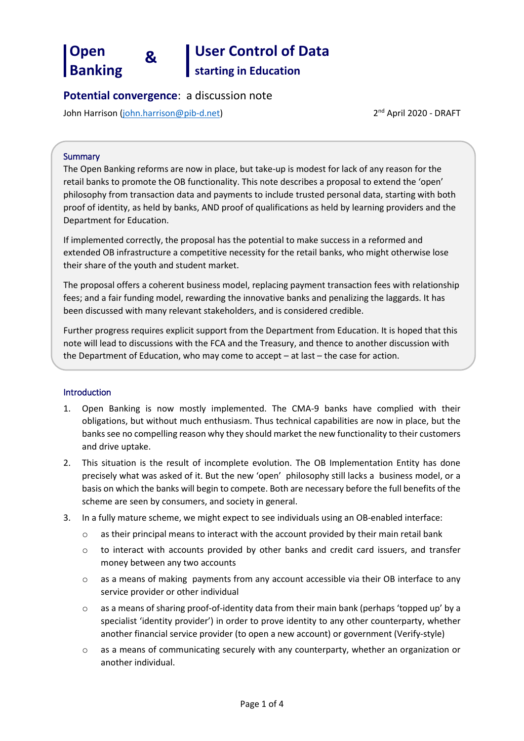# Open Banking & User Control of Data starting in Education

## Potential convergence: a discussion note

John Harrison (john.harrison@pib-d.net) 2nd April 2020 - DRAFT

### Summary

The Open Banking reforms are now in place, but take-up is modest for lack of any reason for the retail banks to promote the OB functionality. This note describes a proposal to extend the 'open' philosophy from transaction data and payments to include trusted personal data, starting with both proof of identity, as held by banks, AND proof of qualifications as held by learning providers and the Department for Education.

If implemented correctly, the proposal has the potential to make success in a reformed and extended OB infrastructure a competitive necessity for the retail banks, who might otherwise lose their share of the youth and student market.

The proposal offers a coherent business model, replacing payment transaction fees with relationship fees; and a fair funding model, rewarding the innovative banks and penalizing the laggards. It has been discussed with many relevant stakeholders, and is considered credible.

Further progress requires explicit support from the Department from Education. It is hoped that this note will lead to discussions with the FCA and the Treasury, and thence to another discussion with the Department of Education, who may come to accept – at last – the case for action.

### Introduction

1. Open Banking is now mostly implemented. The CMA-9 banks have complied with their obligations, but without much enthusiasm. Thus technical capabilities are now in place, but the banks see no compelling reason why they should market the new functionality to their customers and drive uptake.
2. This situation is the result of incomplete evolution. The OB Implementation Entity has done precisely what was asked of it. But the new 'open' philosophy still lacks a business model, or a basis on which the banks will begin to compete. Both are necessary before the full benefits of the scheme are seen by consumers, and society in general.
3. In a fully mature scheme, we might expect to see individuals using an OB-enabled interface:
   - as their principal means to interact with the account provided by their main retail bank
   - to interact with accounts provided by other banks and credit card issuers, and transfer money between any two accounts
   - as a means of making payments from any account accessible via their OB interface to any service provider or other individual
   - as a means of sharing proof-of-identity data from their main bank (perhaps 'topped up' by a specialist 'identity provider') in order to prove identity to any other counterparty, whether another financial service provider (to open a new account) or government (Verify-style)
   - as a means of communicating securely with any counterparty, whether an organization or another individual.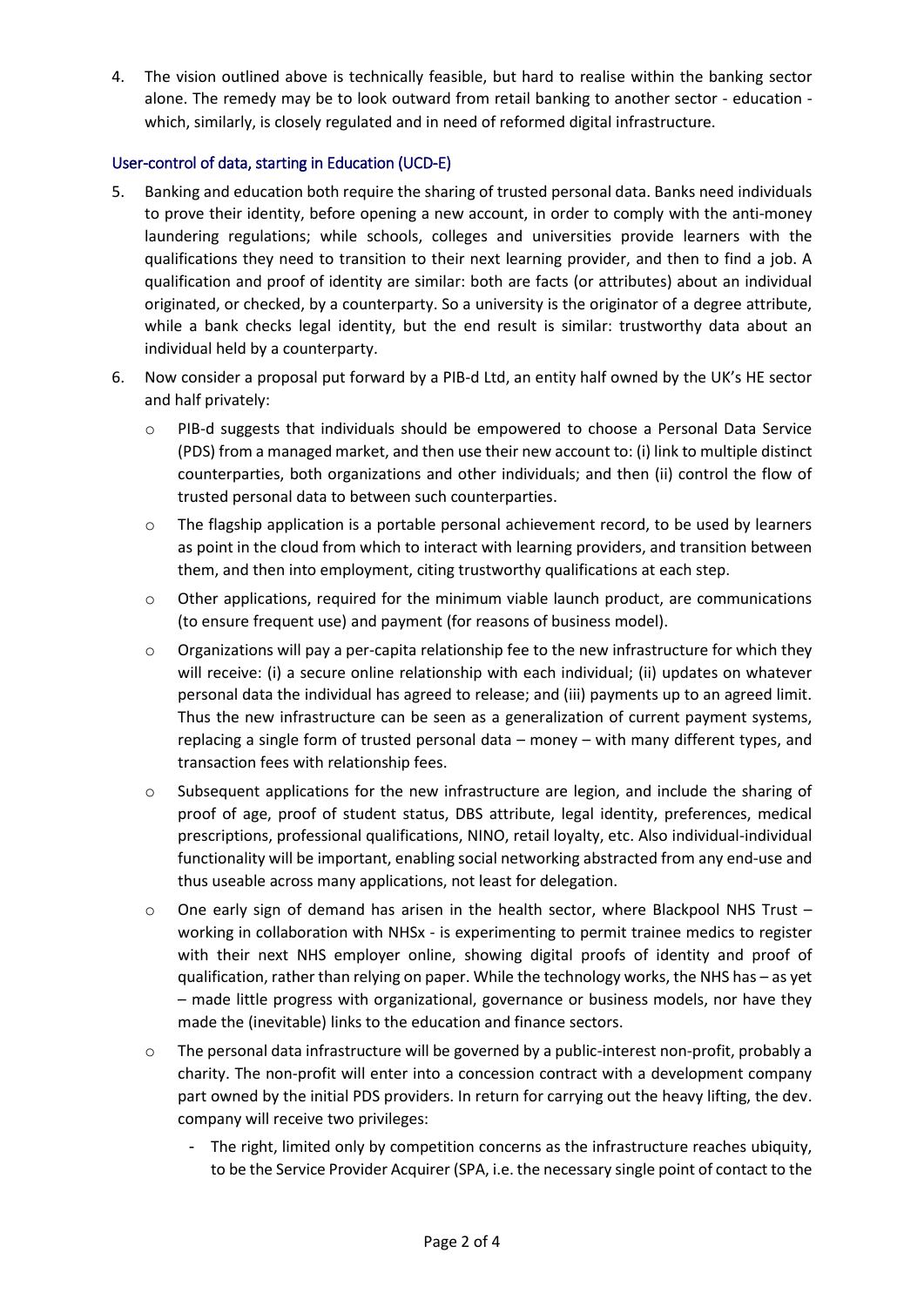4. The vision outlined above is technically feasible, but hard to realise within the banking sector alone. The remedy may be to look outward from retail banking to another sector - education - which, similarly, is closely regulated and in need of reformed digital infrastructure.

## User-control of data, starting in Education (UCD-E)

5. Banking and education both require the sharing of trusted personal data. Banks need individuals to prove their identity, before opening a new account, in order to comply with the anti-money laundering regulations; while schools, colleges and universities provide learners with the qualifications they need to transition to their next learning provider, and then to find a job. A qualification and proof of identity are similar: both are facts (or attributes) about an individual originated, or checked, by a counterparty. So a university is the originator of a degree attribute, while a bank checks legal identity, but the end result is similar: trustworthy data about an individual held by a counterparty.

6. Now consider a proposal put forward by a PIB-d Ltd, an entity half owned by the UK's HE sector and half privately:

   - PIB-d suggests that individuals should be empowered to choose a Personal Data Service (PDS) from a managed market, and then use their new account to: (i) link to multiple distinct counterparties, both organizations and other individuals; and then (ii) control the flow of trusted personal data to between such counterparties.
   - The flagship application is a portable personal achievement record, to be used by learners as point in the cloud from which to interact with learning providers, and transition between them, and then into employment, citing trustworthy qualifications at each step.
   - Other applications, required for the minimum viable launch product, are communications (to ensure frequent use) and payment (for reasons of business model).
   - Organizations will pay a per-capita relationship fee to the new infrastructure for which they will receive: (i) a secure online relationship with each individual; (ii) updates on whatever personal data the individual has agreed to release; and (iii) payments up to an agreed limit. Thus the new infrastructure can be seen as a generalization of current payment systems, replacing a single form of trusted personal data – money – with many different types, and transaction fees with relationship fees.
   - Subsequent applications for the new infrastructure are legion, and include the sharing of proof of age, proof of student status, DBS attribute, legal identity, preferences, medical prescriptions, professional qualifications, NINO, retail loyalty, etc. Also individual-individual functionality will be important, enabling social networking abstracted from any end-use and thus useable across many applications, not least for delegation.
   - One early sign of demand has arisen in the health sector, where Blackpool NHS Trust – working in collaboration with NHSx - is experimenting to permit trainee medics to register with their next NHS employer online, showing digital proofs of identity and proof of qualification, rather than relying on paper. While the technology works, the NHS has – as yet – made little progress with organizational, governance or business models, nor have they made the (inevitable) links to the education and finance sectors.
   - The personal data infrastructure will be governed by a public-interest non-profit, probably a charity. The non-profit will enter into a concession contract with a development company part owned by the initial PDS providers. In return for carrying out the heavy lifting, the dev. company will receive two privileges:
     - The right, limited only by competition concerns as the infrastructure reaches ubiquity, to be the Service Provider Acquirer (SPA, i.e. the necessary single point of contact to the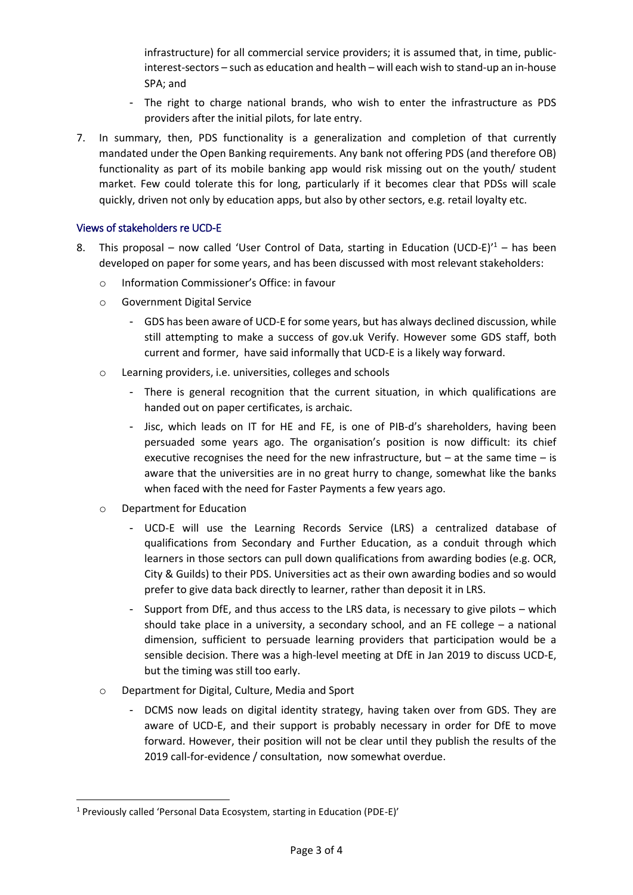infrastructure) for all commercial service providers; it is assumed that, in time, public-interest-sectors – such as education and health – will each wish to stand-up an in-house SPA; and

- The right to charge national brands, who wish to enter the infrastructure as PDS providers after the initial pilots, for late entry.

7. In summary, then, PDS functionality is a generalization and completion of that currently mandated under the Open Banking requirements. Any bank not offering PDS (and therefore OB) functionality as part of its mobile banking app would risk missing out on the youth/ student market. Few could tolerate this for long, particularly if it becomes clear that PDSs will scale quickly, driven not only by education apps, but also by other sectors, e.g. retail loyalty etc.

### Views of stakeholders re UCD-E

8. This proposal – now called 'User Control of Data, starting in Education (UCD-E)'[1] – has been developed on paper for some years, and has been discussed with most relevant stakeholders:

   - Information Commissioner's Office: in favour
   - Government Digital Service
     - GDS has been aware of UCD-E for some years, but has always declined discussion, while still attempting to make a success of gov.uk Verify. However some GDS staff, both current and former, have said informally that UCD-E is a likely way forward.
   - Learning providers, i.e. universities, colleges and schools
     - There is general recognition that the current situation, in which qualifications are handed out on paper certificates, is archaic.
     - Jisc, which leads on IT for HE and FE, is one of PIB-d's shareholders, having been persuaded some years ago. The organisation's position is now difficult: its chief executive recognises the need for the new infrastructure, but – at the same time – is aware that the universities are in no great hurry to change, somewhat like the banks when faced with the need for Faster Payments a few years ago.
   - Department for Education
     - UCD-E will use the Learning Records Service (LRS) a centralized database of qualifications from Secondary and Further Education, as a conduit through which learners in those sectors can pull down qualifications from awarding bodies (e.g. OCR, City & Guilds) to their PDS. Universities act as their own awarding bodies and so would prefer to give data back directly to learner, rather than deposit it in LRS.
     - Support from DfE, and thus access to the LRS data, is necessary to give pilots – which should take place in a university, a secondary school, and an FE college – a national dimension, sufficient to persuade learning providers that participation would be a sensible decision. There was a high-level meeting at DfE in Jan 2019 to discuss UCD-E, but the timing was still too early.
   - Department for Digital, Culture, Media and Sport
     - DCMS now leads on digital identity strategy, having taken over from GDS. They are aware of UCD-E, and their support is probably necessary in order for DfE to move forward. However, their position will not be clear until they publish the results of the 2019 call-for-evidence / consultation, now somewhat overdue.

---

[1] Previously called 'Personal Data Ecosystem, starting in Education (PDE-E)'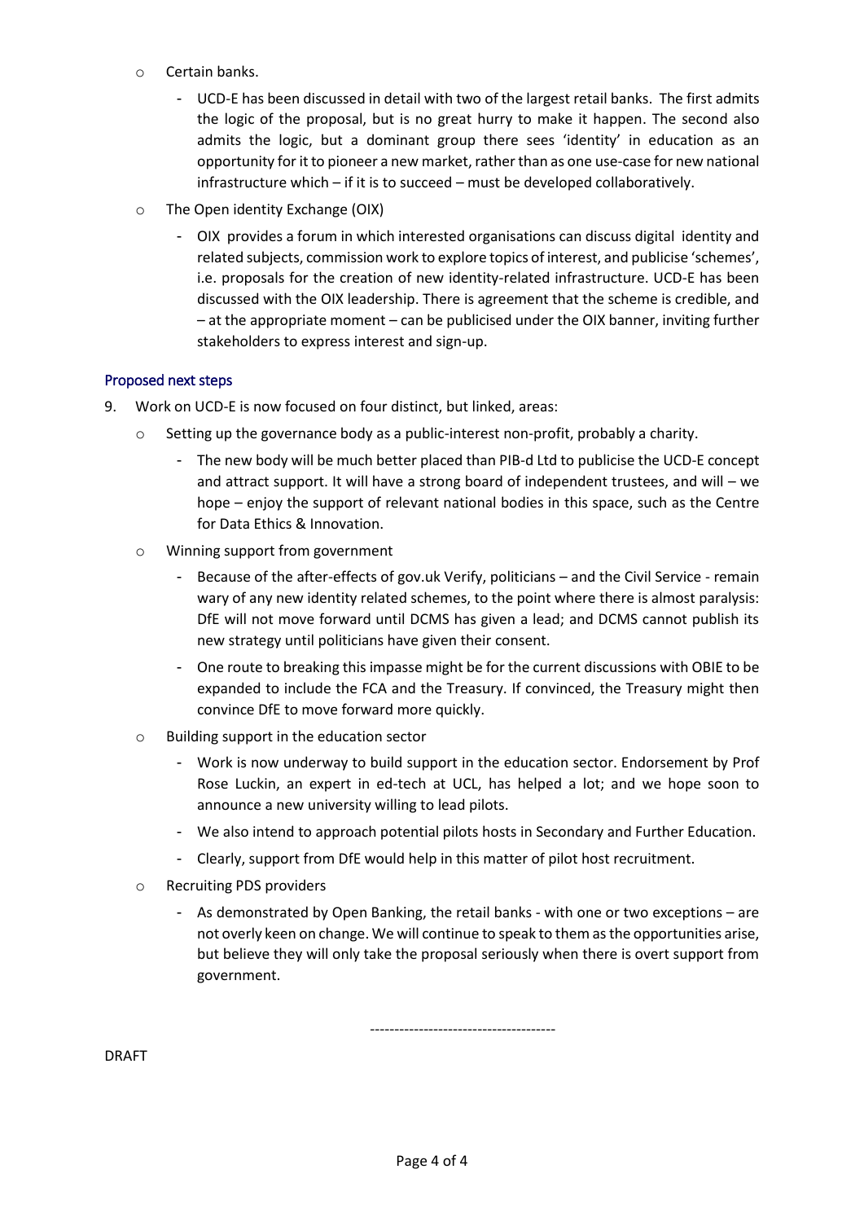- Certain banks.
  - UCD-E has been discussed in detail with two of the largest retail banks. The first admits the logic of the proposal, but is no great hurry to make it happen. The second also admits the logic, but a dominant group there sees 'identity' in education as an opportunity for it to pioneer a new market, rather than as one use-case for new national infrastructure which – if it is to succeed – must be developed collaboratively.
- The Open identity Exchange (OIX)
  - OIX provides a forum in which interested organisations can discuss digital identity and related subjects, commission work to explore topics of interest, and publicise 'schemes', i.e. proposals for the creation of new identity-related infrastructure. UCD-E has been discussed with the OIX leadership. There is agreement that the scheme is credible, and – at the appropriate moment – can be publicised under the OIX banner, inviting further stakeholders to express interest and sign-up.

## Proposed next steps

9. Work on UCD-E is now focused on four distinct, but linked, areas:
   - Setting up the governance body as a public-interest non-profit, probably a charity.
     - The new body will be much better placed than PIB-d Ltd to publicise the UCD-E concept and attract support. It will have a strong board of independent trustees, and will – we hope – enjoy the support of relevant national bodies in this space, such as the Centre for Data Ethics & Innovation.
   - Winning support from government
     - Because of the after-effects of gov.uk Verify, politicians – and the Civil Service - remain wary of any new identity related schemes, to the point where there is almost paralysis: DfE will not move forward until DCMS has given a lead; and DCMS cannot publish its new strategy until politicians have given their consent.
     - One route to breaking this impasse might be for the current discussions with OBIE to be expanded to include the FCA and the Treasury. If convinced, the Treasury might then convince DfE to move forward more quickly.
   - Building support in the education sector
     - Work is now underway to build support in the education sector. Endorsement by Prof Rose Luckin, an expert in ed-tech at UCL, has helped a lot; and we hope soon to announce a new university willing to lead pilots.
     - We also intend to approach potential pilots hosts in Secondary and Further Education.
     - Clearly, support from DfE would help in this matter of pilot host recruitment.
   - Recruiting PDS providers
     - As demonstrated by Open Banking, the retail banks - with one or two exceptions – are not overly keen on change. We will continue to speak to them as the opportunities arise, but believe they will only take the proposal seriously when there is overt support from government.

--------------------------------------

DRAFT